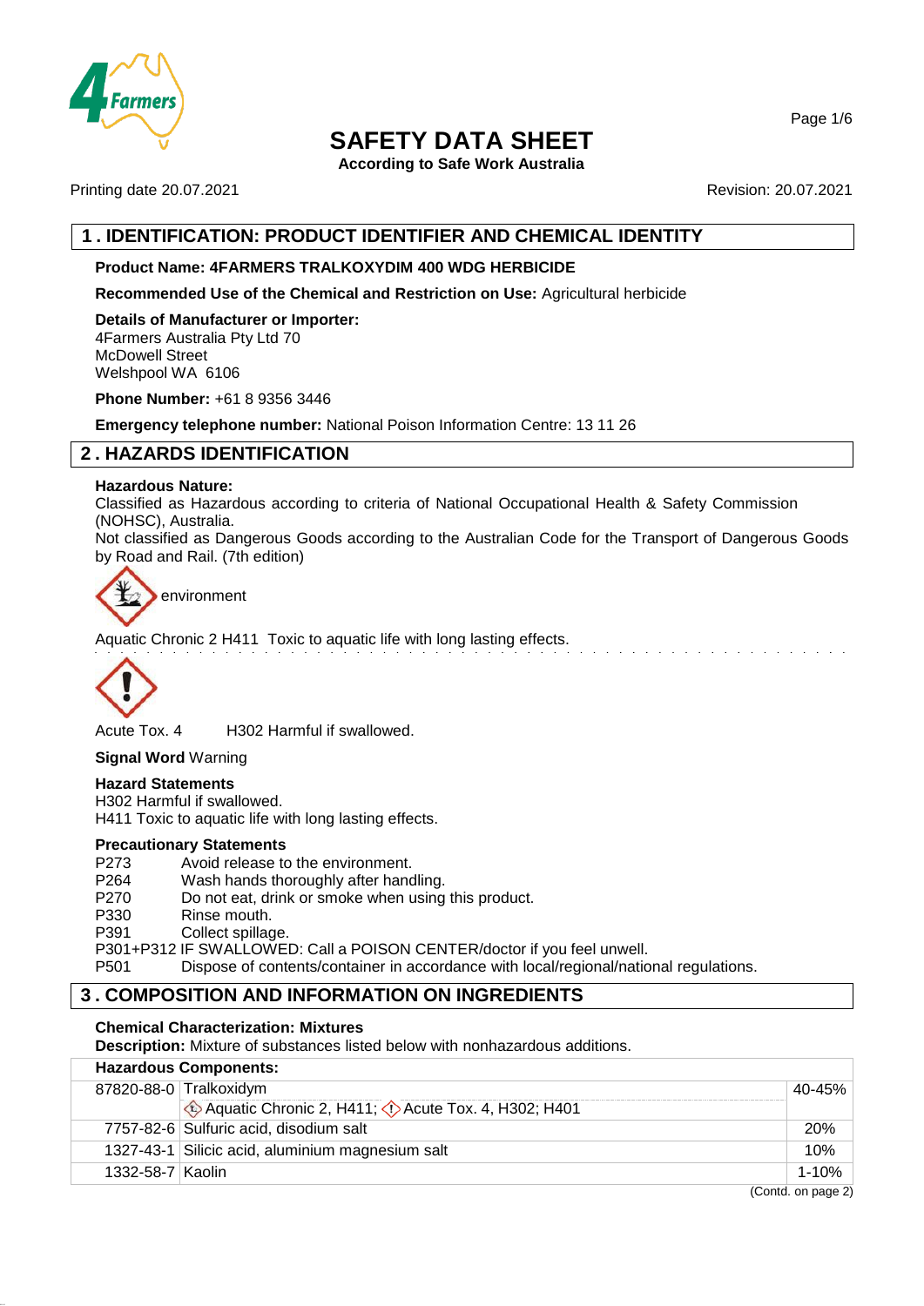# SAFETY DATA SHEET

According to Safe Work Australia

Printing date 20.07.2021

Revision: 20.07.2021

## 1 . IDENTIFICATION: PRODUCT IDENTIFIER AND CHEMICAL IDENTITY

**Product Name: 4FARMERS TRALKOXYDIM 400 WDG HERBICIDE**

**Recommended Use of the Chemical and Restriction on Use:** Agricultural herbicide

**Details of Manufacturer or Importer:**
4Farmers Australia Pty Ltd 70
McDowell Street
Welshpool WA 6106

**Phone Number:** +61 8 9356 3446

**Emergency telephone number:** National Poison Information Centre: 13 11 26

## 2 . HAZARDS IDENTIFICATION

**Hazardous Nature:**
Classified as Hazardous according to criteria of National Occupational Health & Safety Commission (NOHSC), Australia.
Not classified as Dangerous Goods according to the Australian Code for the Transport of Dangerous Goods by Road and Rail. (7th edition)

environment

Aquatic Chronic 2 H411 Toxic to aquatic life with long lasting effects.

Acute Tox. 4 H302 Harmful if swallowed.

**Signal Word** Warning

**Hazard Statements**
H302 Harmful if swallowed.
H411 Toxic to aquatic life with long lasting effects.

**Precautionary Statements**

P273 Avoid release to the environment.
P264 Wash hands thoroughly after handling.
P270 Do not eat, drink or smoke when using this product.
P330 Rinse mouth.
P391 Collect spillage.
P301+P312 IF SWALLOWED: Call a POISON CENTER/doctor if you feel unwell.
P501 Dispose of contents/container in accordance with local/regional/national regulations.

## 3 . COMPOSITION AND INFORMATION ON INGREDIENTS

**Chemical Characterization: Mixtures**
**Description:** Mixture of substances listed below with nonhazardous additions.

| **Hazardous Components:** | | |
|---|---|---|
| 87820-88-0 | Tralkoxidym<br>Aquatic Chronic 2, H411; Acute Tox. 4, H302; H401 | 40-45% |
| 7757-82-6 | Sulfuric acid, disodium salt | 20% |
| 1327-43-1 | Silicic acid, aluminium magnesium salt | 10% |
| 1332-58-7 | Kaolin | 1-10% |

(Contd. on page 2)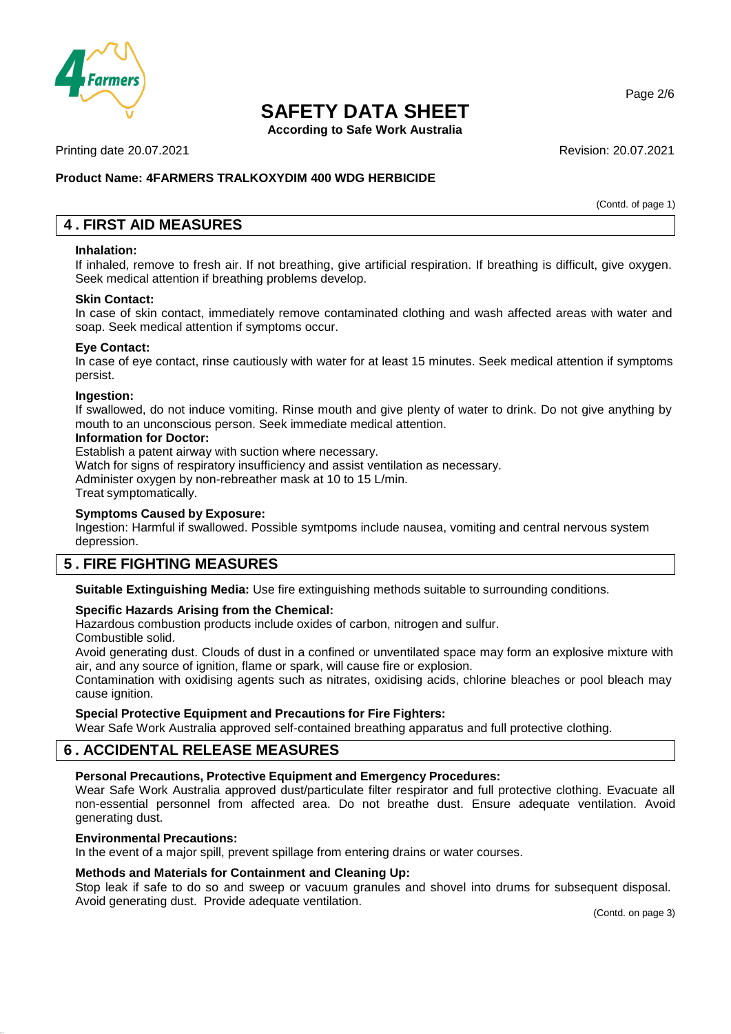(Contd. of page 1)

## 4 . FIRST AID MEASURES

**Inhalation:**
If inhaled, remove to fresh air. If not breathing, give artificial respiration. If breathing is difficult, give oxygen. Seek medical attention if breathing problems develop.

**Skin Contact:**
In case of skin contact, immediately remove contaminated clothing and wash affected areas with water and soap. Seek medical attention if symptoms occur.

**Eye Contact:**
In case of eye contact, rinse cautiously with water for at least 15 minutes. Seek medical attention if symptoms persist.

**Ingestion:**
If swallowed, do not induce vomiting. Rinse mouth and give plenty of water to drink. Do not give anything by mouth to an unconscious person. Seek immediate medical attention.

**Information for Doctor:**
Establish a patent airway with suction where necessary.
Watch for signs of respiratory insufficiency and assist ventilation as necessary.
Administer oxygen by non-rebreather mask at 10 to 15 L/min.
Treat symptomatically.

**Symptoms Caused by Exposure:**
Ingestion: Harmful if swallowed. Possible symtpoms include nausea, vomiting and central nervous system depression.

## 5 . FIRE FIGHTING MEASURES

**Suitable Extinguishing Media:** Use fire extinguishing methods suitable to surrounding conditions.

**Specific Hazards Arising from the Chemical:**
Hazardous combustion products include oxides of carbon, nitrogen and sulfur.
Combustible solid.
Avoid generating dust. Clouds of dust in a confined or unventilated space may form an explosive mixture with air, and any source of ignition, flame or spark, will cause fire or explosion.
Contamination with oxidising agents such as nitrates, oxidising acids, chlorine bleaches or pool bleach may cause ignition.

**Special Protective Equipment and Precautions for Fire Fighters:**
Wear Safe Work Australia approved self-contained breathing apparatus and full protective clothing.

## 6 . ACCIDENTAL RELEASE MEASURES

**Personal Precautions, Protective Equipment and Emergency Procedures:**
Wear Safe Work Australia approved dust/particulate filter respirator and full protective clothing. Evacuate all non-essential personnel from affected area. Do not breathe dust. Ensure adequate ventilation. Avoid generating dust.

**Environmental Precautions:**
In the event of a major spill, prevent spillage from entering drains or water courses.

**Methods and Materials for Containment and Cleaning Up:**
Stop leak if safe to do so and sweep or vacuum granules and shovel into drums for subsequent disposal. Avoid generating dust. Provide adequate ventilation.

(Contd. on page 3)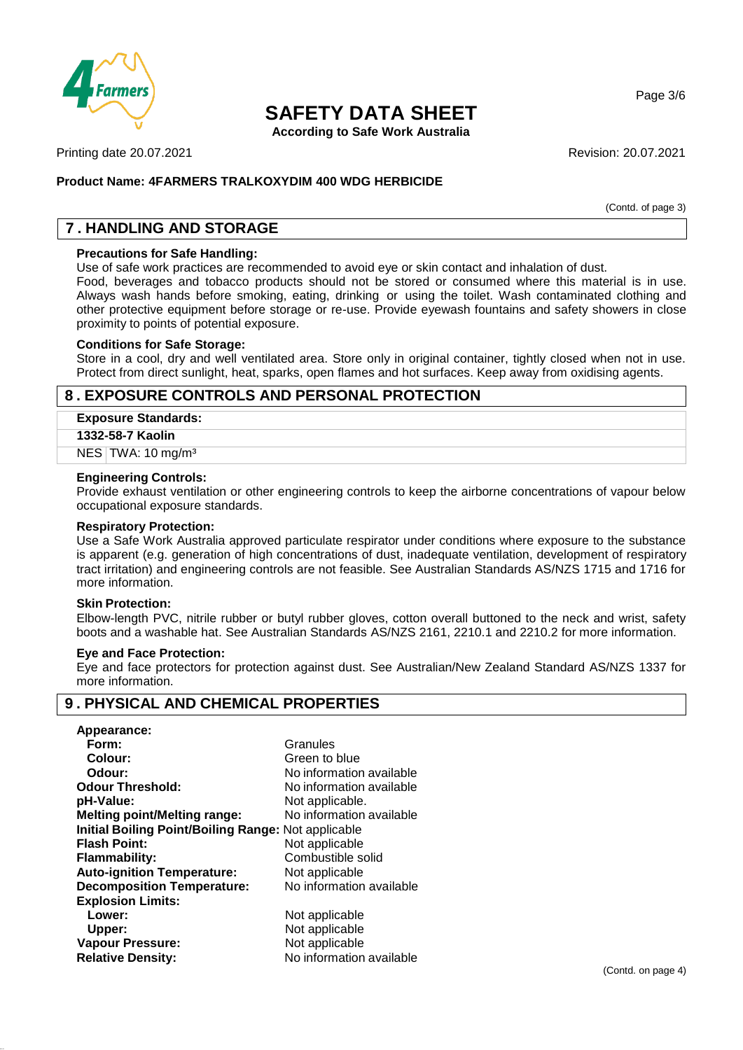**Product Name: 4FARMERS TRALKOXYDIM 400 WDG HERBICIDE**

(Contd. of page 3)

## 7 . HANDLING AND STORAGE

**Precautions for Safe Handling:**
Use of safe work practices are recommended to avoid eye or skin contact and inhalation of dust.
Food, beverages and tobacco products should not be stored or consumed where this material is in use. Always wash hands before smoking, eating, drinking or using the toilet. Wash contaminated clothing and other protective equipment before storage or re-use. Provide eyewash fountains and safety showers in close proximity to points of potential exposure.

**Conditions for Safe Storage:**
Store in a cool, dry and well ventilated area. Store only in original container, tightly closed when not in use. Protect from direct sunlight, heat, sparks, open flames and hot surfaces. Keep away from oxidising agents.

## 8 . EXPOSURE CONTROLS AND PERSONAL PROTECTION

**Exposure Standards:**

| **1332-58-7 Kaolin** | |
|---|---|
| NES | TWA: 10 mg/m³ |

**Engineering Controls:**
Provide exhaust ventilation or other engineering controls to keep the airborne concentrations of vapour below occupational exposure standards.

**Respiratory Protection:**
Use a Safe Work Australia approved particulate respirator under conditions where exposure to the substance is apparent (e.g. generation of high concentrations of dust, inadequate ventilation, development of respiratory tract irritation) and engineering controls are not feasible. See Australian Standards AS/NZS 1715 and 1716 for more information.

**Skin Protection:**
Elbow-length PVC, nitrile rubber or butyl rubber gloves, cotton overall buttoned to the neck and wrist, safety boots and a washable hat. See Australian Standards AS/NZS 2161, 2210.1 and 2210.2 for more information.

**Eye and Face Protection:**
Eye and face protectors for protection against dust. See Australian/New Zealand Standard AS/NZS 1337 for more information.

## 9 . PHYSICAL AND CHEMICAL PROPERTIES

**Appearance:**
- **Form:** Granules
- **Colour:** Green to blue
- **Odour:** No information available

**Odour Threshold:** No information available
**pH-Value:** Not applicable.
**Melting point/Melting range:** No information available
**Initial Boiling Point/Boiling Range:** Not applicable
**Flash Point:** Not applicable
**Flammability:** Combustible solid
**Auto-ignition Temperature:** Not applicable
**Decomposition Temperature:** No information available
**Explosion Limits:**
- **Lower:** Not applicable
- **Upper:** Not applicable

**Vapour Pressure:** Not applicable
**Relative Density:** No information available

(Contd. on page 4)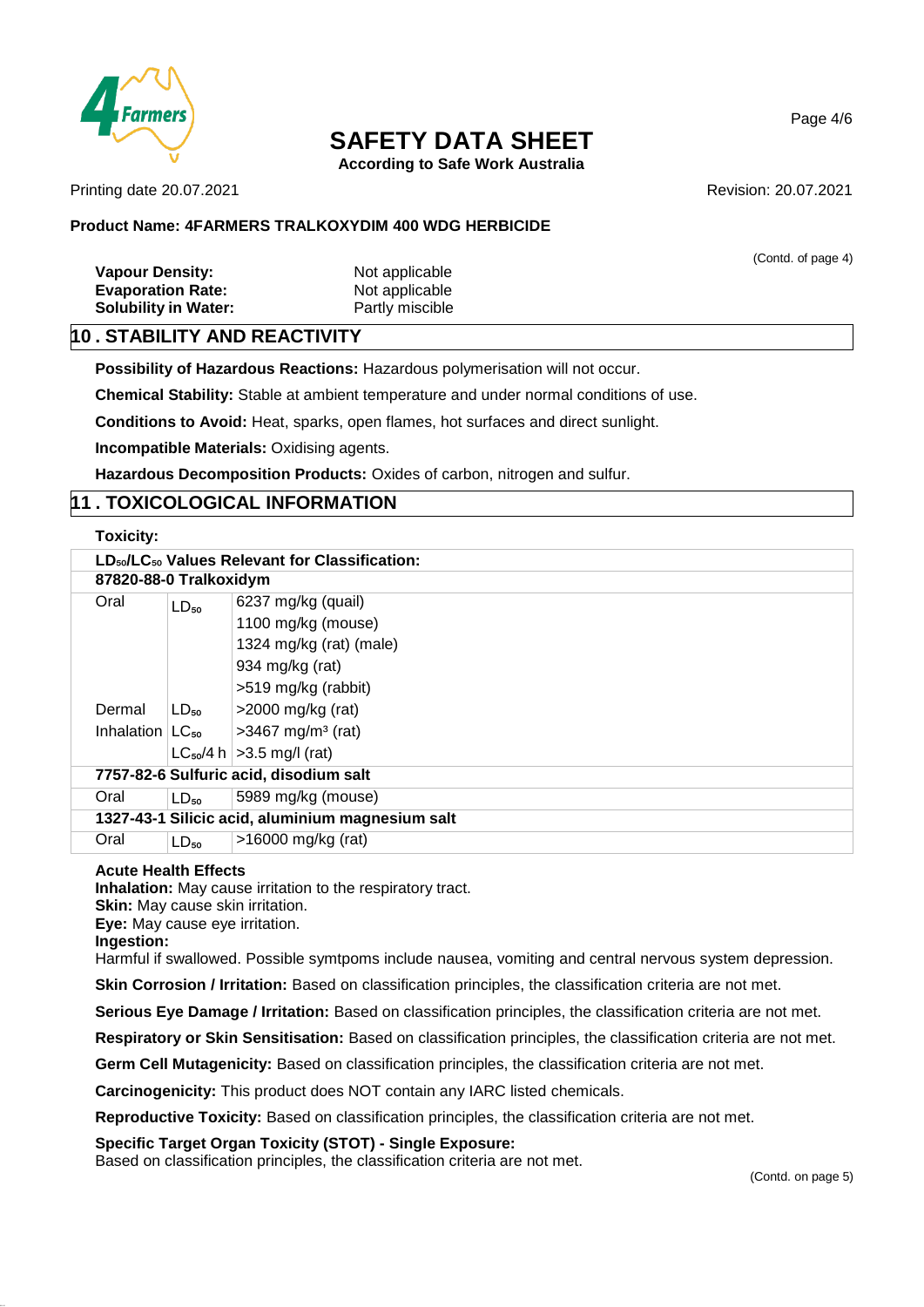**Product Name: 4FARMERS TRALKOXYDIM 400 WDG HERBICIDE**

(Contd. of page 4)

**Vapour Density:** Not applicable
**Evaporation Rate:** Not applicable
**Solubility in Water:** Partly miscible

## 10 . STABILITY AND REACTIVITY

**Possibility of Hazardous Reactions:** Hazardous polymerisation will not occur.

**Chemical Stability:** Stable at ambient temperature and under normal conditions of use.

**Conditions to Avoid:** Heat, sparks, open flames, hot surfaces and direct sunlight.

**Incompatible Materials:** Oxidising agents.

**Hazardous Decomposition Products:** Oxides of carbon, nitrogen and sulfur.

## 11 . TOXICOLOGICAL INFORMATION

**Toxicity:**

| **$LD_{50}$/$LC_{50}$ Values Relevant for Classification:** | | |
|---|---|---|
| **87820-88-0 Tralkoxydim** | | |
| Oral | $LD_{50}$ | 6237 mg/kg (quail) |
| | | 1100 mg/kg (mouse) |
| | | 1324 mg/kg (rat) (male) |
| | | 934 mg/kg (rat) |
| | | >519 mg/kg (rabbit) |
| Dermal | $LD_{50}$ | >2000 mg/kg (rat) |
| Inhalation | $LC_{50}$ | >3467 mg/m³ (rat) |
| | $LC_{50}$/4 h | >3.5 mg/l (rat) |
| **7757-82-6 Sulfuric acid, disodium salt** | | |
| Oral | $LD_{50}$ | 5989 mg/kg (mouse) |
| **1327-43-1 Silicic acid, aluminium magnesium salt** | | |
| Oral | $LD_{50}$ | >16000 mg/kg (rat) |

**Acute Health Effects**
**Inhalation:** May cause irritation to the respiratory tract.
**Skin:** May cause skin irritation.
**Eye:** May cause eye irritation.
**Ingestion:**
Harmful if swallowed. Possible symtpoms include nausea, vomiting and central nervous system depression.

**Skin Corrosion / Irritation:** Based on classification principles, the classification criteria are not met.

**Serious Eye Damage / Irritation:** Based on classification principles, the classification criteria are not met.

**Respiratory or Skin Sensitisation:** Based on classification principles, the classification criteria are not met.

**Germ Cell Mutagenicity:** Based on classification principles, the classification criteria are not met.

**Carcinogenicity:** This product does NOT contain any IARC listed chemicals.

**Reproductive Toxicity:** Based on classification principles, the classification criteria are not met.

**Specific Target Organ Toxicity (STOT) - Single Exposure:**
Based on classification principles, the classification criteria are not met.

(Contd. on page 5)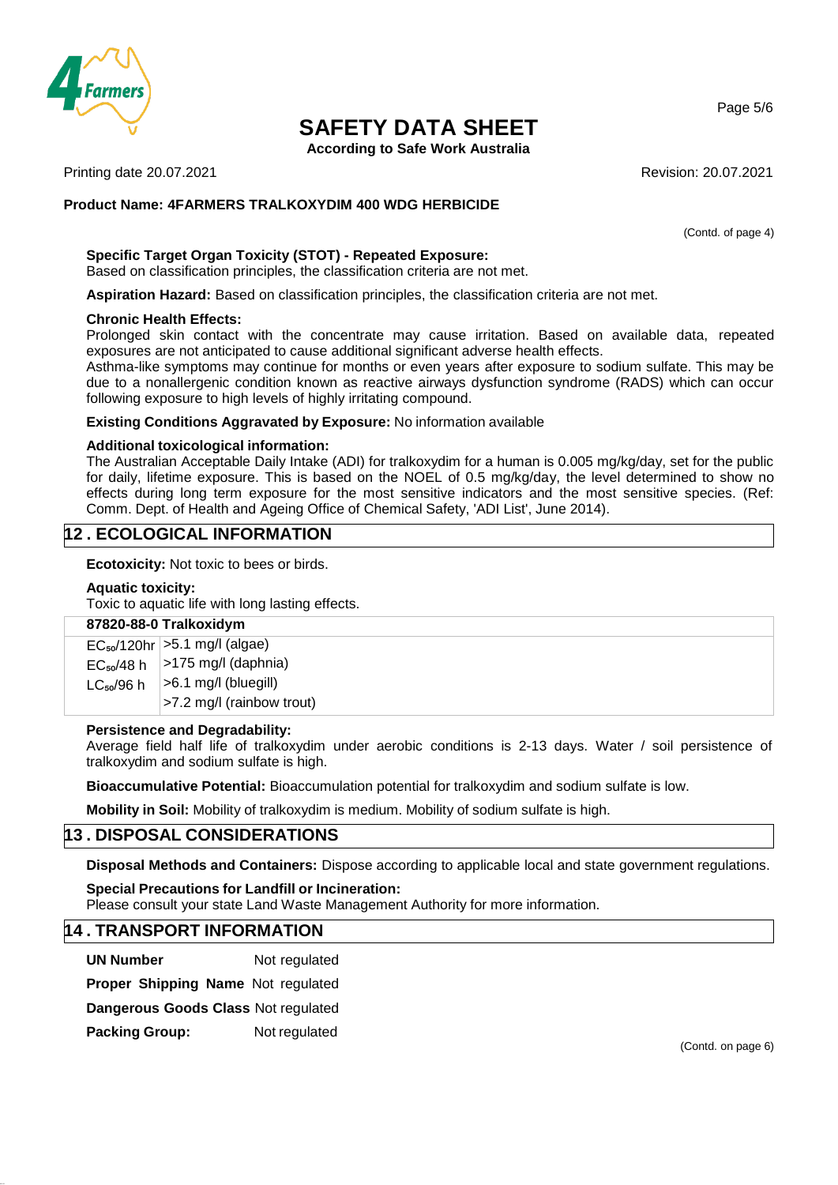(Contd. of page 4)

**Specific Target Organ Toxicity (STOT) - Repeated Exposure:**
Based on classification principles, the classification criteria are not met.

**Aspiration Hazard:** Based on classification principles, the classification criteria are not met.

**Chronic Health Effects:**
Prolonged skin contact with the concentrate may cause irritation. Based on available data, repeated exposures are not anticipated to cause additional significant adverse health effects.
Asthma-like symptoms may continue for months or even years after exposure to sodium sulfate. This may be due to a nonallergenic condition known as reactive airways dysfunction syndrome (RADS) which can occur following exposure to high levels of highly irritating compound.

**Existing Conditions Aggravated by Exposure:** No information available

**Additional toxicological information:**
The Australian Acceptable Daily Intake (ADI) for tralkoxydim for a human is 0.005 mg/kg/day, set for the public for daily, lifetime exposure. This is based on the NOEL of 0.5 mg/kg/day, the level determined to show no effects during long term exposure for the most sensitive indicators and the most sensitive species. (Ref: Comm. Dept. of Health and Ageing Office of Chemical Safety, 'ADI List', June 2014).

## 12 . ECOLOGICAL INFORMATION

**Ecotoxicity:** Not toxic to bees or birds.

**Aquatic toxicity:**
Toxic to aquatic life with long lasting effects.

| **87820-88-0 Tralkoxydim** | |
|---|---|
| $EC_{50}$/120hr | >5.1 mg/l (algae) |
| $EC_{50}$/48 h | >175 mg/l (daphnia) |
| $LC_{50}$/96 h | >6.1 mg/l (bluegill) |
| | >7.2 mg/l (rainbow trout) |

**Persistence and Degradability:**
Average field half life of tralkoxydim under aerobic conditions is 2-13 days. Water / soil persistence of tralkoxydim and sodium sulfate is high.

**Bioaccumulative Potential:** Bioaccumulation potential for tralkoxydim and sodium sulfate is low.

**Mobility in Soil:** Mobility of tralkoxydim is medium. Mobility of sodium sulfate is high.

## 13 . DISPOSAL CONSIDERATIONS

**Disposal Methods and Containers:** Dispose according to applicable local and state government regulations.

**Special Precautions for Landfill or Incineration:**
Please consult your state Land Waste Management Authority for more information.

## 14 . TRANSPORT INFORMATION

**UN Number** Not regulated

**Proper Shipping Name** Not regulated

**Dangerous Goods Class** Not regulated

**Packing Group:** Not regulated

(Contd. on page 6)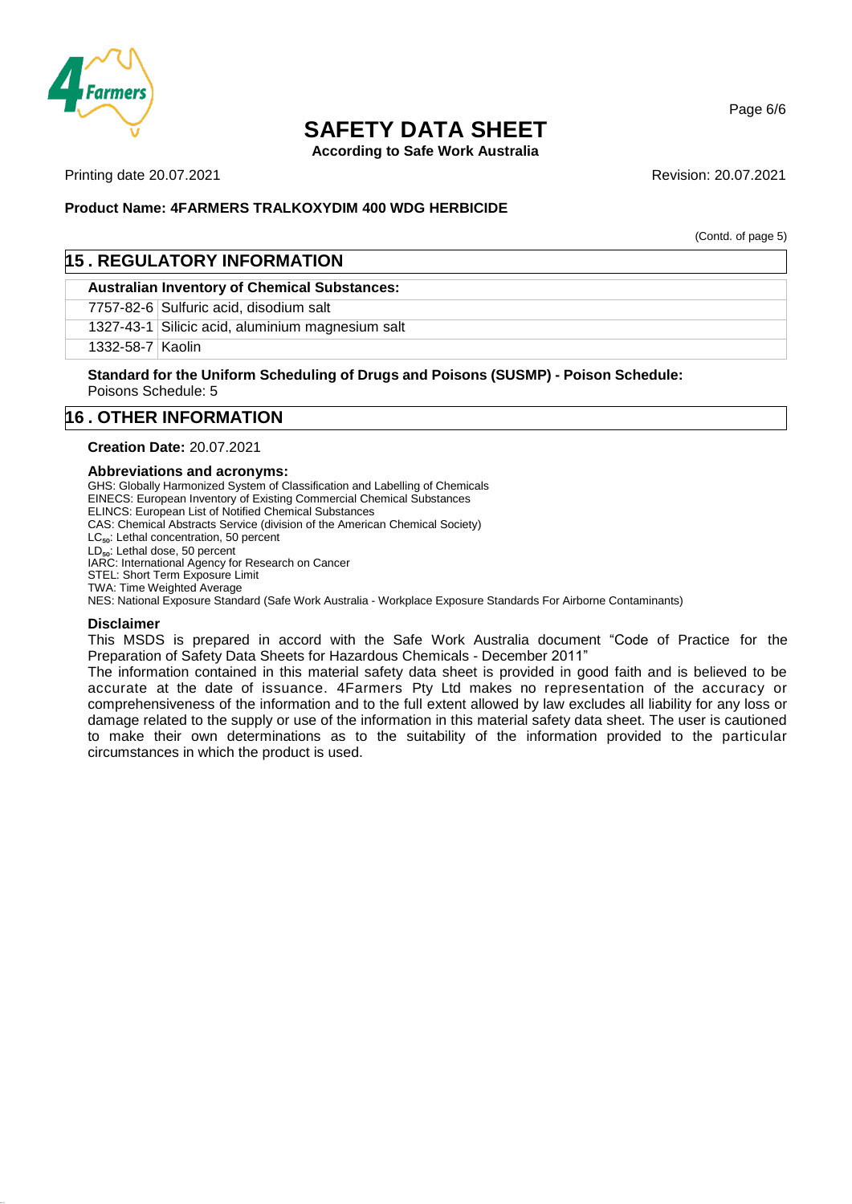**Product Name: 4FARMERS TRALKOXYDIM 400 WDG HERBICIDE**

(Contd. of page 5)

## 15 . REGULATORY INFORMATION

**Australian Inventory of Chemical Substances:**

| | |
|---|---|
| 7757-82-6 | Sulfuric acid, disodium salt |
| 1327-43-1 | Silicic acid, aluminium magnesium salt |
| 1332-58-7 | Kaolin |

**Standard for the Uniform Scheduling of Drugs and Poisons (SUSMP) - Poison Schedule:**
Poisons Schedule: 5

## 16 . OTHER INFORMATION

**Creation Date:** 20.07.2021

**Abbreviations and acronyms:**
GHS: Globally Harmonized System of Classification and Labelling of Chemicals
EINECS: European Inventory of Existing Commercial Chemical Substances
ELINCS: European List of Notified Chemical Substances
CAS: Chemical Abstracts Service (division of the American Chemical Society)
$LC_{50}$: Lethal concentration, 50 percent
$LD_{50}$: Lethal dose, 50 percent
IARC: International Agency for Research on Cancer
STEL: Short Term Exposure Limit
TWA: Time Weighted Average
NES: National Exposure Standard (Safe Work Australia - Workplace Exposure Standards For Airborne Contaminants)

**Disclaimer**
This MSDS is prepared in accord with the Safe Work Australia document "Code of Practice for the Preparation of Safety Data Sheets for Hazardous Chemicals - December 2011"
The information contained in this material safety data sheet is provided in good faith and is believed to be accurate at the date of issuance. 4Farmers Pty Ltd makes no representation of the accuracy or comprehensiveness of the information and to the full extent allowed by law excludes all liability for any loss or damage related to the supply or use of the information in this material safety data sheet. The user is cautioned to make their own determinations as to the suitability of the information provided to the particular circumstances in which the product is used.